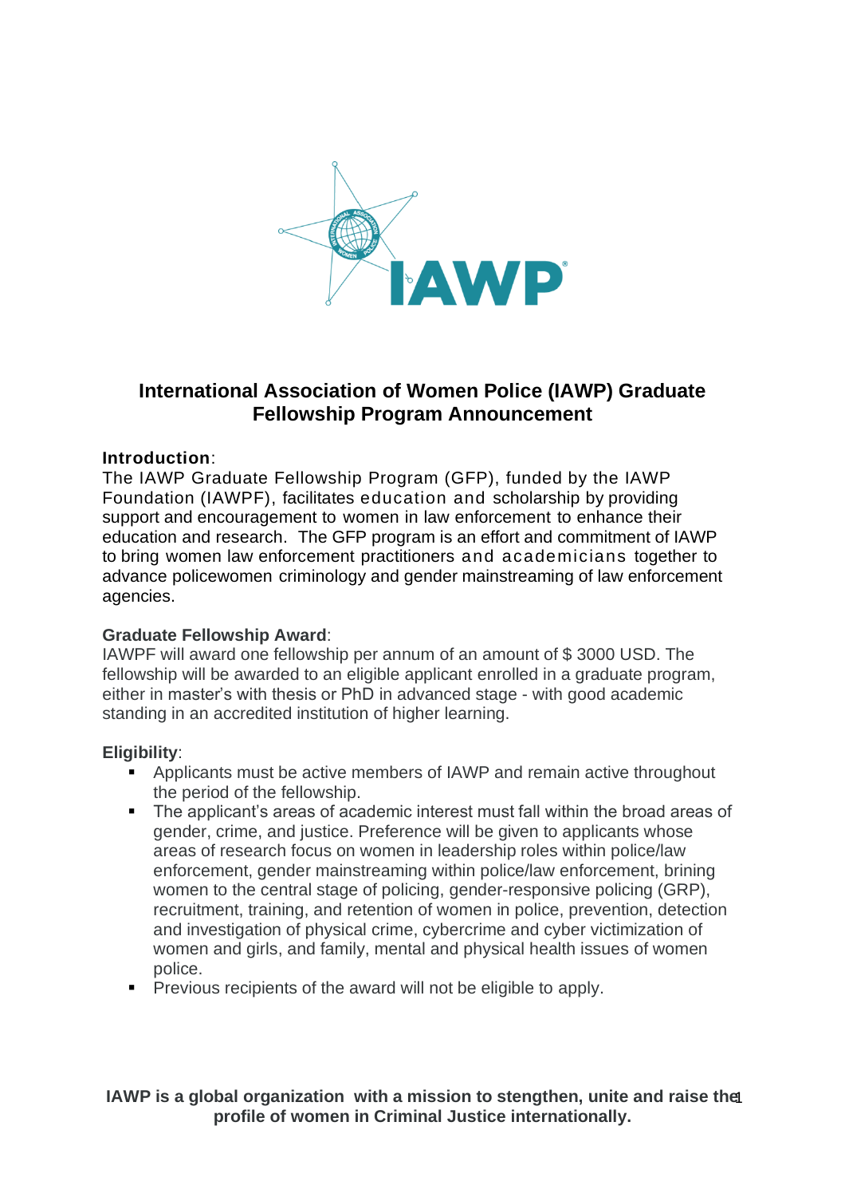# International Association of Women Police (IAWP) Graduate Fellowship Program Announcement

**Introduction**:

The IAWP Graduate Fellowship Program (GFP), funded by the IAWP Foundation (IAWPF), facilitates education and scholarship by providing support and encouragement to women in law enforcement to enhance their education and research. The GFP program is an effort and commitment of IAWP to bring women law enforcement practitioners and academicians together to advance policewomen criminology and gender mainstreaming of law enforcement agencies.

**Graduate Fellowship Award**:

IAWPF will award one fellowship per annum of an amount of $ 3000 USD. The fellowship will be awarded to an eligible applicant enrolled in a graduate program, either in master's with thesis or PhD in advanced stage - with good academic standing in an accredited institution of higher learning.

**Eligibility**:

- Applicants must be active members of IAWP and remain active throughout the period of the fellowship.
- The applicant's areas of academic interest must fall within the broad areas of gender, crime, and justice. Preference will be given to applicants whose areas of research focus on women in leadership roles within police/law enforcement, gender mainstreaming within police/law enforcement, brining women to the central stage of policing, gender-responsive policing (GRP), recruitment, training, and retention of women in police, prevention, detection and investigation of physical crime, cybercrime and cyber victimization of women and girls, and family, mental and physical health issues of women police.
- Previous recipients of the award will not be eligible to apply.

**IAWP is a global organization with a mission to stengthen, unite and raise the profile of women in Criminal Justice internationally.**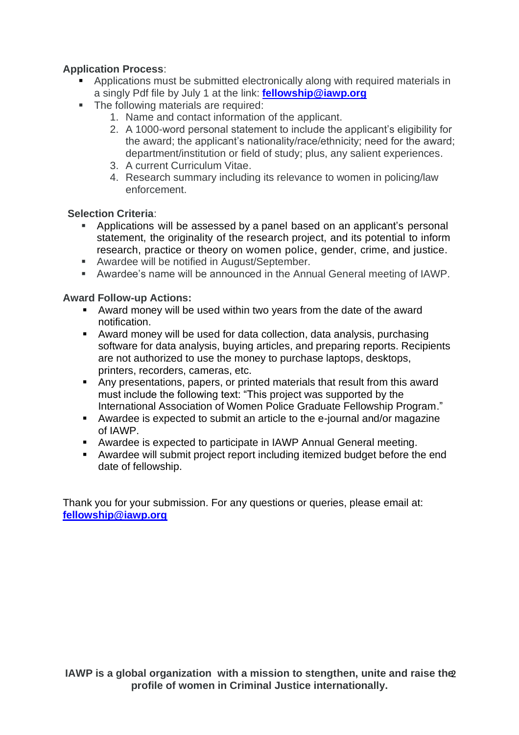**Application Process**:

- Applications must be submitted electronically along with required materials in a singly Pdf file by July 1 at the link: **fellowship@iawp.org**
- The following materials are required:
  1. Name and contact information of the applicant.
  2. A 1000-word personal statement to include the applicant's eligibility for the award; the applicant's nationality/race/ethnicity; need for the award; department/institution or field of study; plus, any salient experiences.
  3. A current Curriculum Vitae.
  4. Research summary including its relevance to women in policing/law enforcement.

**Selection Criteria**:

- Applications will be assessed by a panel based on an applicant's personal statement, the originality of the research project, and its potential to inform research, practice or theory on women police, gender, crime, and justice.
- Awardee will be notified in August/September.
- Awardee's name will be announced in the Annual General meeting of IAWP.

**Award Follow-up Actions:**

- Award money will be used within two years from the date of the award notification.
- Award money will be used for data collection, data analysis, purchasing software for data analysis, buying articles, and preparing reports. Recipients are not authorized to use the money to purchase laptops, desktops, printers, recorders, cameras, etc.
- Any presentations, papers, or printed materials that result from this award must include the following text: "This project was supported by the International Association of Women Police Graduate Fellowship Program."
- Awardee is expected to submit an article to the e-journal and/or magazine of IAWP.
- Awardee is expected to participate in IAWP Annual General meeting.
- Awardee will submit project report including itemized budget before the end date of fellowship.

Thank you for your submission. For any questions or queries, please email at: **fellowship@iawp.org**

**IAWP is a global organization with a mission to stengthen, unite and raise the profile of women in Criminal Justice internationally.**